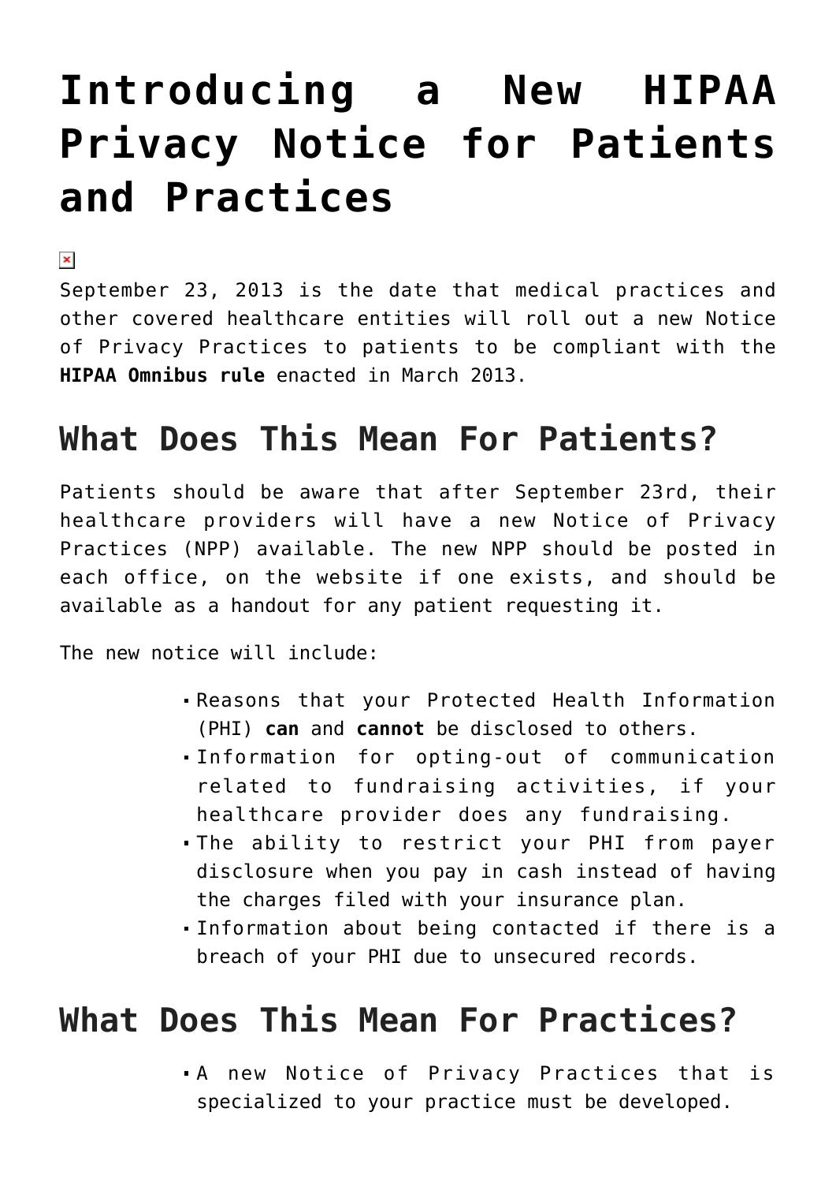# Introducing a New HIPAA Privacy Notice for Patients and Practices

September 23, 2013 is the date that medical practices and other covered healthcare entities will roll out a new Notice of Privacy Practices to patients to be compliant with the **HIPAA Omnibus rule** enacted in March 2013.

## What Does This Mean For Patients?

Patients should be aware that after September 23rd, their healthcare providers will have a new Notice of Privacy Practices (NPP) available. The new NPP should be posted in each office, on the website if one exists, and should be available as a handout for any patient requesting it.

The new notice will include:

- Reasons that your Protected Health Information (PHI) **can** and **cannot** be disclosed to others.
- Information for opting-out of communication related to fundraising activities, if your healthcare provider does any fundraising.
- The ability to restrict your PHI from payer disclosure when you pay in cash instead of having the charges filed with your insurance plan.
- Information about being contacted if there is a breach of your PHI due to unsecured records.

## What Does This Mean For Practices?

- A new Notice of Privacy Practices that is specialized to your practice must be developed.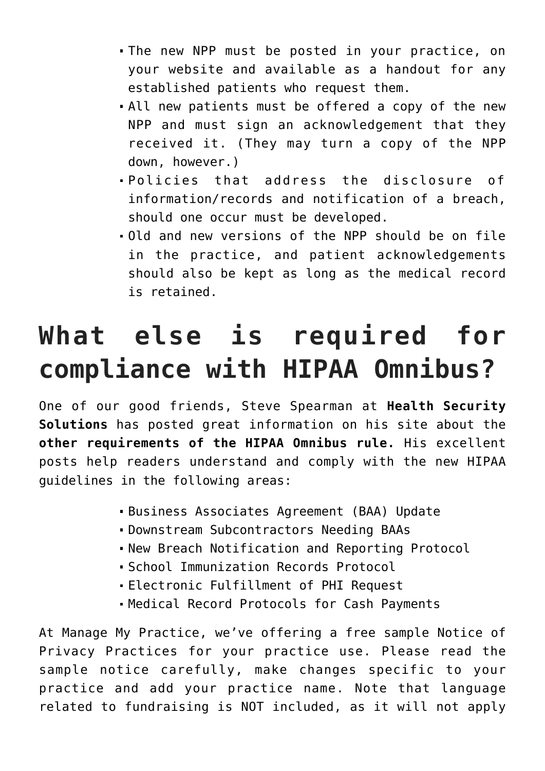- The new NPP must be posted in your practice, on your website and available as a handout for any established patients who request them.
- All new patients must be offered a copy of the new NPP and must sign an acknowledgement that they received it. (They may turn a copy of the NPP down, however.)
- Policies that address the disclosure of information/records and notification of a breach, should one occur must be developed.
- Old and new versions of the NPP should be on file in the practice, and patient acknowledgements should also be kept as long as the medical record is retained.

# What else is required for compliance with HIPAA Omnibus?

One of our good friends, Steve Spearman at **Health Security Solutions** has posted great information on his site about the **other requirements of the HIPAA Omnibus rule.** His excellent posts help readers understand and comply with the new HIPAA guidelines in the following areas:

- Business Associates Agreement (BAA) Update
- Downstream Subcontractors Needing BAAs
- New Breach Notification and Reporting Protocol
- School Immunization Records Protocol
- Electronic Fulfillment of PHI Request
- Medical Record Protocols for Cash Payments

At Manage My Practice, we've offering a free sample Notice of Privacy Practices for your practice use. Please read the sample notice carefully, make changes specific to your practice and add your practice name. Note that language related to fundraising is NOT included, as it will not apply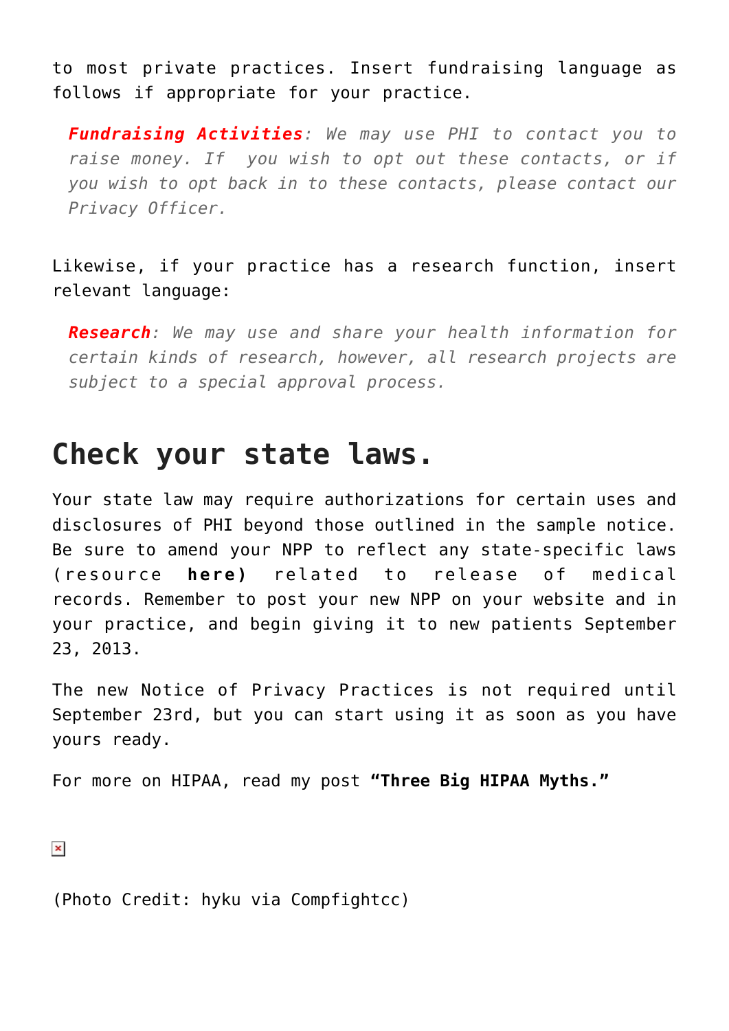to most private practices. Insert fundraising language as follows if appropriate for your practice.

> ***Fundraising Activities****: We may use PHI to contact you to raise money. If  you wish to opt out these contacts, or if you wish to opt back in to these contacts, please contact our Privacy Officer.*

Likewise, if your practice has a research function, insert relevant language:

> ***Research****: We may use and share your health information for certain kinds of research, however, all research projects are subject to a special approval process.*

## Check your state laws.

Your state law may require authorizations for certain uses and disclosures of PHI beyond those outlined in the sample notice. Be sure to amend your NPP to reflect any state-specific laws (resource **here)** related to release of medical records. Remember to post your new NPP on your website and in your practice, and begin giving it to new patients September 23, 2013.

The new Notice of Privacy Practices is not required until September 23rd, but you can start using it as soon as you have yours ready.

For more on HIPAA, read my post **"Three Big HIPAA Myths."**

(Photo Credit: hyku via Compfightcc)